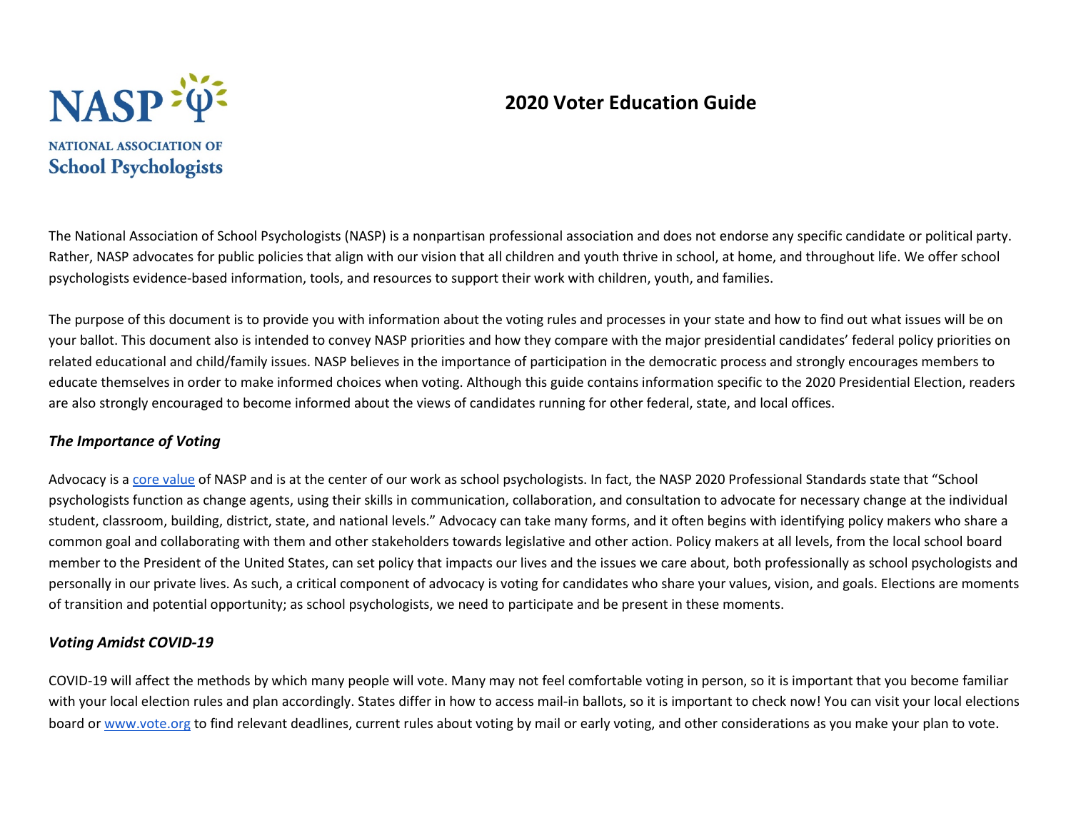NASP

NATIONAL ASSOCIATION OF
School Psychologists

# 2020 Voter Education Guide

The National Association of School Psychologists (NASP) is a nonpartisan professional association and does not endorse any specific candidate or political party. Rather, NASP advocates for public policies that align with our vision that all children and youth thrive in school, at home, and throughout life. We offer school psychologists evidence-based information, tools, and resources to support their work with children, youth, and families.

The purpose of this document is to provide you with information about the voting rules and processes in your state and how to find out what issues will be on your ballot. This document also is intended to convey NASP priorities and how they compare with the major presidential candidates' federal policy priorities on related educational and child/family issues. NASP believes in the importance of participation in the democratic process and strongly encourages members to educate themselves in order to make informed choices when voting. Although this guide contains information specific to the 2020 Presidential Election, readers are also strongly encouraged to become informed about the views of candidates running for other federal, state, and local offices.

### *The Importance of Voting*

Advocacy is a core value of NASP and is at the center of our work as school psychologists. In fact, the NASP 2020 Professional Standards state that "School psychologists function as change agents, using their skills in communication, collaboration, and consultation to advocate for necessary change at the individual student, classroom, building, district, state, and national levels." Advocacy can take many forms, and it often begins with identifying policy makers who share a common goal and collaborating with them and other stakeholders towards legislative and other action. Policy makers at all levels, from the local school board member to the President of the United States, can set policy that impacts our lives and the issues we care about, both professionally as school psychologists and personally in our private lives. As such, a critical component of advocacy is voting for candidates who share your values, vision, and goals. Elections are moments of transition and potential opportunity; as school psychologists, we need to participate and be present in these moments.

### *Voting Amidst COVID-19*

COVID-19 will affect the methods by which many people will vote. Many may not feel comfortable voting in person, so it is important that you become familiar with your local election rules and plan accordingly. States differ in how to access mail-in ballots, so it is important to check now! You can visit your local elections board or www.vote.org to find relevant deadlines, current rules about voting by mail or early voting, and other considerations as you make your plan to vote.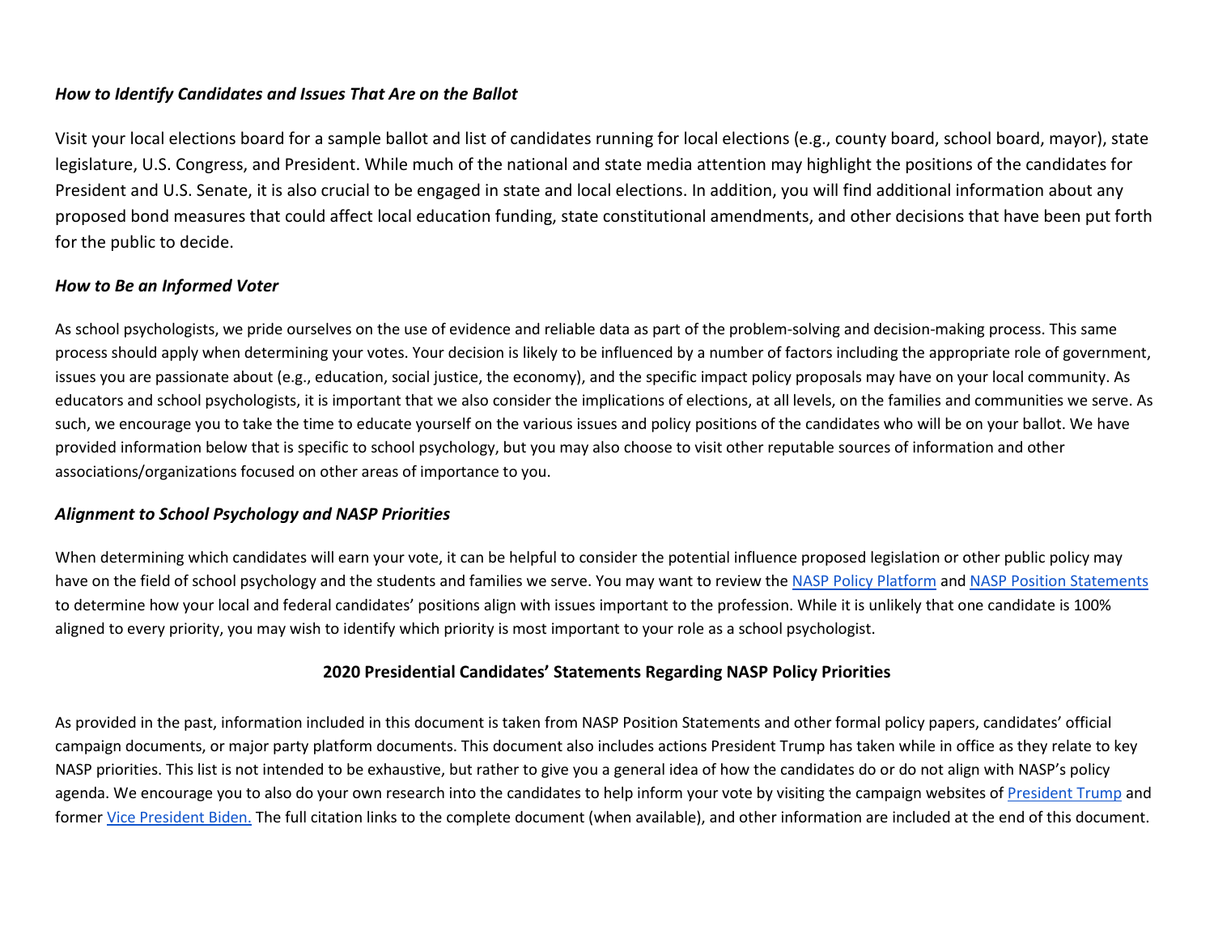### *How to Identify Candidates and Issues That Are on the Ballot*

Visit your local elections board for a sample ballot and list of candidates running for local elections (e.g., county board, school board, mayor), state legislature, U.S. Congress, and President. While much of the national and state media attention may highlight the positions of the candidates for President and U.S. Senate, it is also crucial to be engaged in state and local elections. In addition, you will find additional information about any proposed bond measures that could affect local education funding, state constitutional amendments, and other decisions that have been put forth for the public to decide.

### *How to Be an Informed Voter*

As school psychologists, we pride ourselves on the use of evidence and reliable data as part of the problem-solving and decision-making process. This same process should apply when determining your votes. Your decision is likely to be influenced by a number of factors including the appropriate role of government, issues you are passionate about (e.g., education, social justice, the economy), and the specific impact policy proposals may have on your local community. As educators and school psychologists, it is important that we also consider the implications of elections, at all levels, on the families and communities we serve. As such, we encourage you to take the time to educate yourself on the various issues and policy positions of the candidates who will be on your ballot. We have provided information below that is specific to school psychology, but you may also choose to visit other reputable sources of information and other associations/organizations focused on other areas of importance to you.

### *Alignment to School Psychology and NASP Priorities*

When determining which candidates will earn your vote, it can be helpful to consider the potential influence proposed legislation or other public policy may have on the field of school psychology and the students and families we serve. You may want to review the NASP Policy Platform and NASP Position Statements to determine how your local and federal candidates' positions align with issues important to the profession. While it is unlikely that one candidate is 100% aligned to every priority, you may wish to identify which priority is most important to your role as a school psychologist.

## 2020 Presidential Candidates' Statements Regarding NASP Policy Priorities

As provided in the past, information included in this document is taken from NASP Position Statements and other formal policy papers, candidates' official campaign documents, or major party platform documents. This document also includes actions President Trump has taken while in office as they relate to key NASP priorities. This list is not intended to be exhaustive, but rather to give you a general idea of how the candidates do or do not align with NASP's policy agenda. We encourage you to also do your own research into the candidates to help inform your vote by visiting the campaign websites of President Trump and former Vice President Biden. The full citation links to the complete document (when available), and other information are included at the end of this document.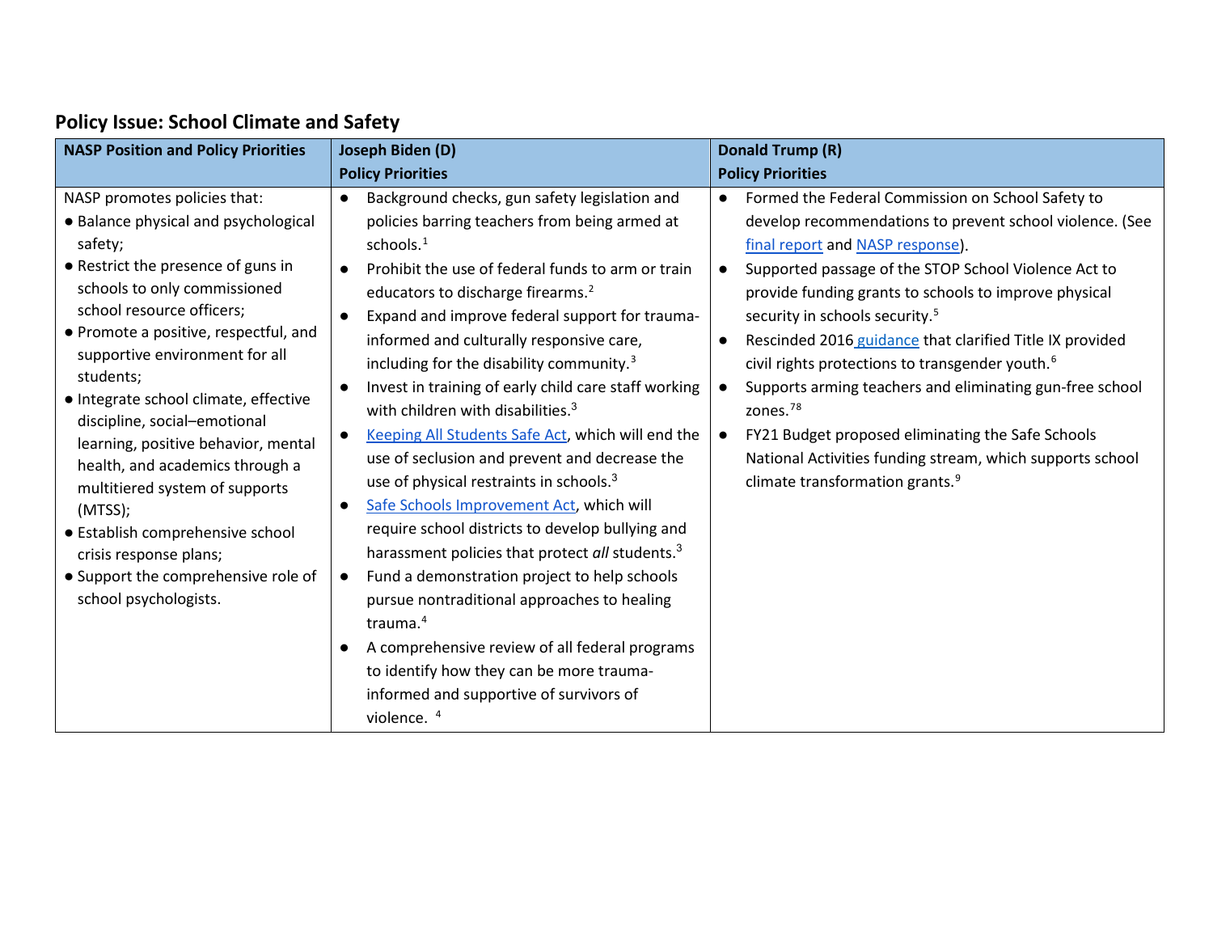## Policy Issue: School Climate and Safety

| NASP Position and Policy Priorities | Joseph Biden (D) Policy Priorities | Donald Trump (R) Policy Priorities |
|---|---|---|
| NASP promotes policies that:<br>• Balance physical and psychological safety;<br>• Restrict the presence of guns in schools to only commissioned school resource officers;<br>• Promote a positive, respectful, and supportive environment for all students;<br>• Integrate school climate, effective discipline, social–emotional learning, positive behavior, mental health, and academics through a multitiered system of supports (MTSS);<br>• Establish comprehensive school crisis response plans;<br>• Support the comprehensive role of school psychologists. | • Background checks, gun safety legislation and policies barring teachers from being armed at schools.[1]<br>• Prohibit the use of federal funds to arm or train educators to discharge firearms.[2]<br>• Expand and improve federal support for trauma-informed and culturally responsive care, including for the disability community.[3]<br>• Invest in training of early child care staff working with children with disabilities.[3]<br>• Keeping All Students Safe Act, which will end the use of seclusion and prevent and decrease the use of physical restraints in schools.[3]<br>• Safe Schools Improvement Act, which will require school districts to develop bullying and harassment policies that protect *all* students.[3]<br>• Fund a demonstration project to help schools pursue nontraditional approaches to healing trauma.[4]<br>• A comprehensive review of all federal programs to identify how they can be more trauma-informed and supportive of survivors of violence.[4] | • Formed the Federal Commission on School Safety to develop recommendations to prevent school violence. (See final report and NASP response).<br>• Supported passage of the STOP School Violence Act to provide funding grants to schools to improve physical security in schools security.[5]<br>• Rescinded 2016 guidance that clarified Title IX provided civil rights protections to transgender youth.[6]<br>• Supports arming teachers and eliminating gun-free school zones.[7,8]<br>• FY21 Budget proposed eliminating the Safe Schools National Activities funding stream, which supports school climate transformation grants.[9] |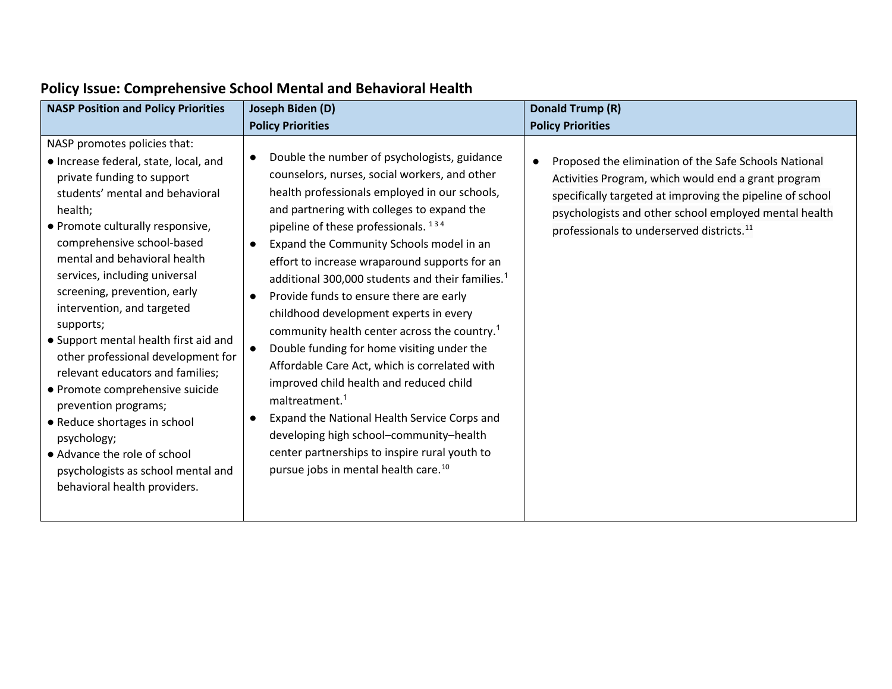## Policy Issue: Comprehensive School Mental and Behavioral Health

| NASP Position and Policy Priorities | Joseph Biden (D) Policy Priorities | Donald Trump (R) Policy Priorities |
|---|---|---|
| NASP promotes policies that:<br>● Increase federal, state, local, and private funding to support students' mental and behavioral health;<br>● Promote culturally responsive, comprehensive school-based mental and behavioral health services, including universal screening, prevention, early intervention, and targeted supports;<br>● Support mental health first aid and other professional development for relevant educators and families;<br>● Promote comprehensive suicide prevention programs;<br>● Reduce shortages in school psychology;<br>● Advance the role of school psychologists as school mental and behavioral health providers. | ● Double the number of psychologists, guidance counselors, nurses, social workers, and other health professionals employed in our schools, and partnering with colleges to expand the pipeline of these professionals. [1 3 4]<br>● Expand the Community Schools model in an effort to increase wraparound supports for an additional 300,000 students and their families.[1]<br>● Provide funds to ensure there are early childhood development experts in every community health center across the country.[1]<br>● Double funding for home visiting under the Affordable Care Act, which is correlated with improved child health and reduced child maltreatment.[1]<br>● Expand the National Health Service Corps and developing high school–community–health center partnerships to inspire rural youth to pursue jobs in mental health care.[10] | ● Proposed the elimination of the Safe Schools National Activities Program, which would end a grant program specifically targeted at improving the pipeline of school psychologists and other school employed mental health professionals to underserved districts.[11] |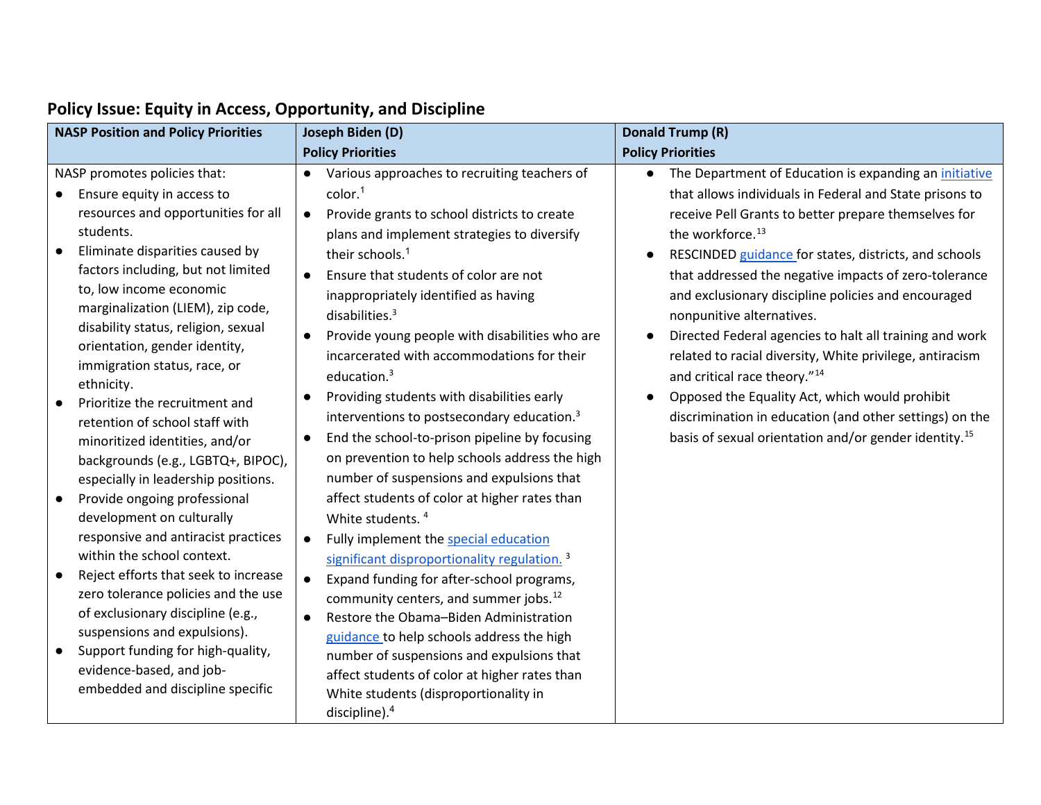## Policy Issue: Equity in Access, Opportunity, and Discipline

| NASP Position and Policy Priorities | Joseph Biden (D) Policy Priorities | Donald Trump (R) Policy Priorities |
|---|---|---|
| NASP promotes policies that:<br>● Ensure equity in access to resources and opportunities for all students.<br>● Eliminate disparities caused by factors including, but not limited to, low income economic marginalization (LIEM), zip code, disability status, religion, sexual orientation, gender identity, immigration status, race, or ethnicity.<br>● Prioritize the recruitment and retention of school staff with minoritized identities, and/or backgrounds (e.g., LGBTQ+, BIPOC), especially in leadership positions.<br>● Provide ongoing professional development on culturally responsive and antiracist practices within the school context.<br>● Reject efforts that seek to increase zero tolerance policies and the use of exclusionary discipline (e.g., suspensions and expulsions).<br>● Support funding for high-quality, evidence-based, and job-embedded and discipline specific | ● Various approaches to recruiting teachers of color.[1]<br>● Provide grants to school districts to create plans and implement strategies to diversify their schools.[1]<br>● Ensure that students of color are not inappropriately identified as having disabilities.[3]<br>● Provide young people with disabilities who are incarcerated with accommodations for their education.[3]<br>● Providing students with disabilities early interventions to postsecondary education.[3]<br>● End the school-to-prison pipeline by focusing on prevention to help schools address the high number of suspensions and expulsions that affect students of color at higher rates than White students.[4]<br>● Fully implement the special education significant disproportionality regulation.[3]<br>● Expand funding for after-school programs, community centers, and summer jobs.[12]<br>● Restore the Obama–Biden Administration guidance to help schools address the high number of suspensions and expulsions that affect students of color at higher rates than White students (disproportionality in discipline).[4] | ● The Department of Education is expanding an initiative that allows individuals in Federal and State prisons to receive Pell Grants to better prepare themselves for the workforce.[13]<br>● RESCINDED guidance for states, districts, and schools that addressed the negative impacts of zero-tolerance and exclusionary discipline policies and encouraged nonpunitive alternatives.<br>● Directed Federal agencies to halt all training and work related to racial diversity, White privilege, antiracism and critical race theory."[14]<br>● Opposed the Equality Act, which would prohibit discrimination in education (and other settings) on the basis of sexual orientation and/or gender identity.[15] |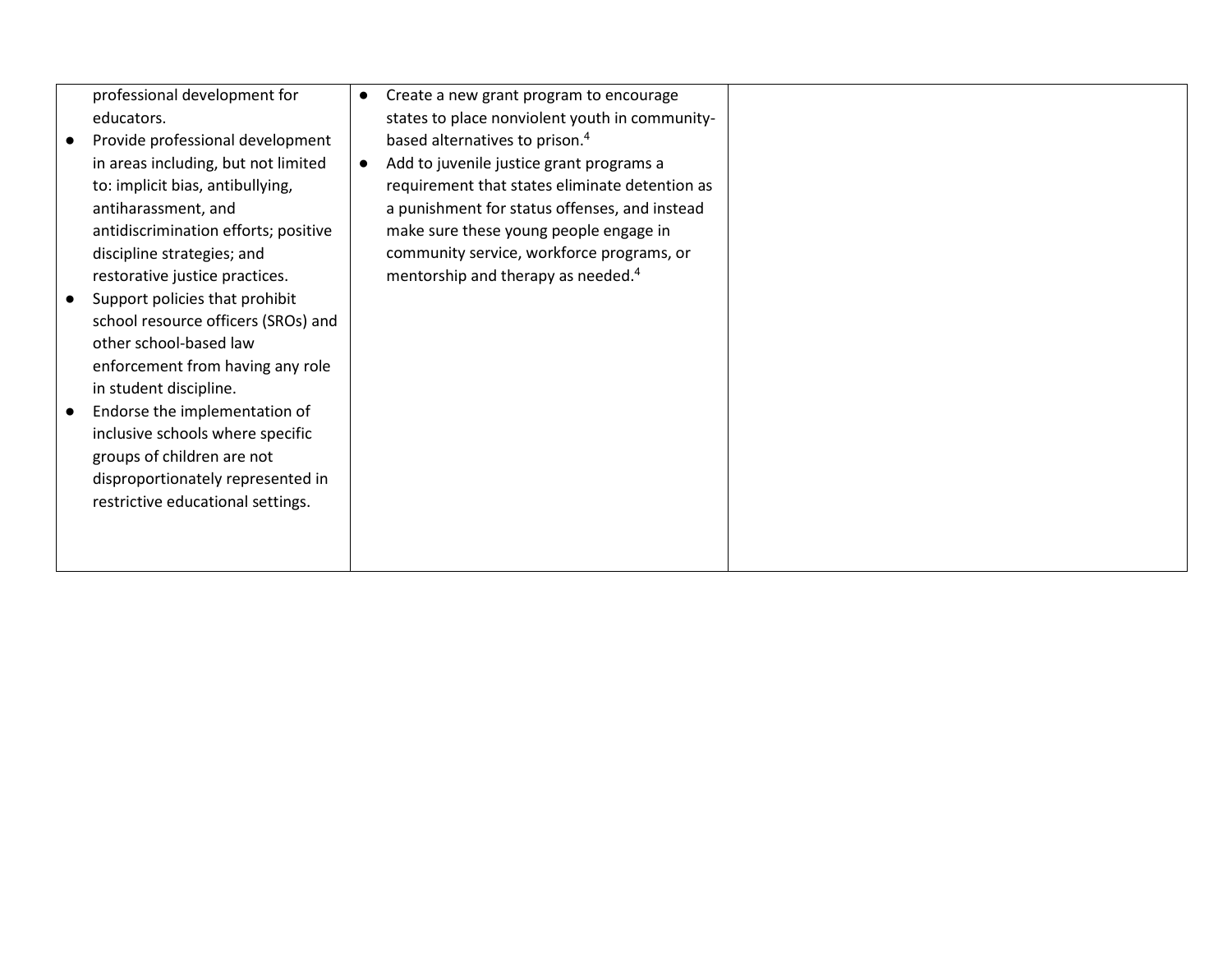| | | |
|---|---|---|
| professional development for educators.<br>● Provide professional development in areas including, but not limited to: implicit bias, antibullying, antiharassment, and antidiscrimination efforts; positive discipline strategies; and restorative justice practices.<br>● Support policies that prohibit school resource officers (SROs) and other school-based law enforcement from having any role in student discipline.<br>● Endorse the implementation of inclusive schools where specific groups of children are not disproportionately represented in restrictive educational settings. | ● Create a new grant program to encourage states to place nonviolent youth in community-based alternatives to prison.[4]<br>● Add to juvenile justice grant programs a requirement that states eliminate detention as a punishment for status offenses, and instead make sure these young people engage in community service, workforce programs, or mentorship and therapy as needed.[4] | |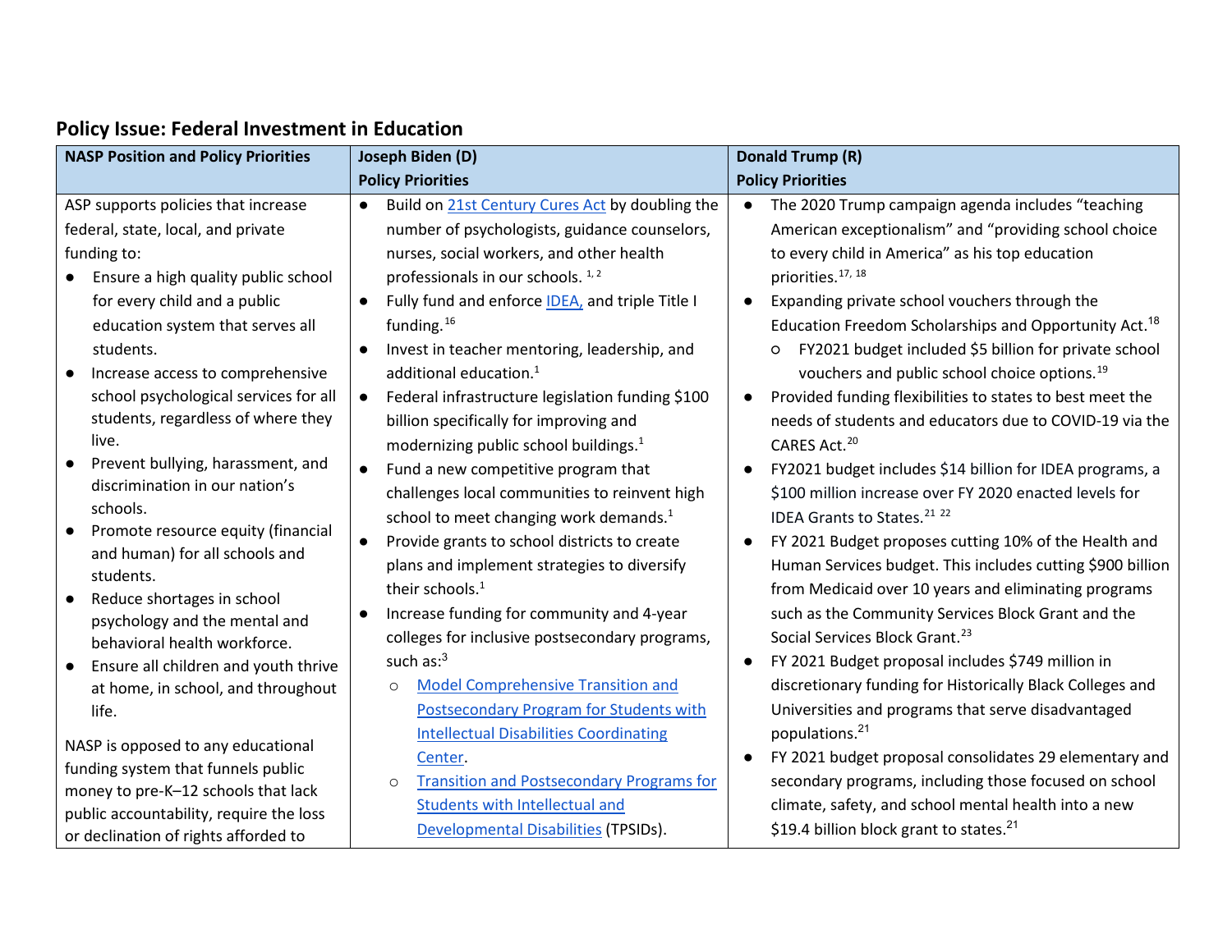## Policy Issue: Federal Investment in Education

| **NASP Position and Policy Priorities** | **Joseph Biden (D) Policy Priorities** | **Donald Trump (R) Policy Priorities** |
|---|---|---|
| ASP supports policies that increase federal, state, local, and private funding to:<br>● Ensure a high quality public school for every child and a public education system that serves all students.<br>● Increase access to comprehensive school psychological services for all students, regardless of where they live.<br>● Prevent bullying, harassment, and discrimination in our nation's schools.<br>● Promote resource equity (financial and human) for all schools and students.<br>● Reduce shortages in school psychology and the mental and behavioral health workforce.<br>● Ensure all children and youth thrive at home, in school, and throughout life.<br><br>NASP is opposed to any educational funding system that funnels public money to pre-K–12 schools that lack public accountability, require the loss or declination of rights afforded to | ● Build on 21st Century Cures Act by doubling the number of psychologists, guidance counselors, nurses, social workers, and other health professionals in our schools.[1, 2]<br>● Fully fund and enforce IDEA, and triple Title I funding.[16]<br>● Invest in teacher mentoring, leadership, and additional education.[1]<br>● Federal infrastructure legislation funding $100 billion specifically for improving and modernizing public school buildings.[1]<br>● Fund a new competitive program that challenges local communities to reinvent high school to meet changing work demands.[1]<br>● Provide grants to school districts to create plans and implement strategies to diversify their schools.[1]<br>● Increase funding for community and 4-year colleges for inclusive postsecondary programs, such as:[3]<br>○ Model Comprehensive Transition and Postsecondary Program for Students with Intellectual Disabilities Coordinating Center.<br>○ Transition and Postsecondary Programs for Students with Intellectual and Developmental Disabilities (TPSIDs). | ● The 2020 Trump campaign agenda includes "teaching American exceptionalism" and "providing school choice to every child in America" as his top education priorities.[17, 18]<br>● Expanding private school vouchers through the Education Freedom Scholarships and Opportunity Act.[18]<br>○ FY2021 budget included $5 billion for private school vouchers and public school choice options.[19]<br>● Provided funding flexibilities to states to best meet the needs of students and educators due to COVID-19 via the CARES Act.[20]<br>● FY2021 budget includes $14 billion for IDEA programs, a $100 million increase over FY 2020 enacted levels for IDEA Grants to States.[21 22]<br>● FY 2021 Budget proposes cutting 10% of the Health and Human Services budget. This includes cutting $900 billion from Medicaid over 10 years and eliminating programs such as the Community Services Block Grant and the Social Services Block Grant.[23]<br>● FY 2021 Budget proposal includes $749 million in discretionary funding for Historically Black Colleges and Universities and programs that serve disadvantaged populations.[21]<br>● FY 2021 budget proposal consolidates 29 elementary and secondary programs, including those focused on school climate, safety, and school mental health into a new $19.4 billion block grant to states.[21] |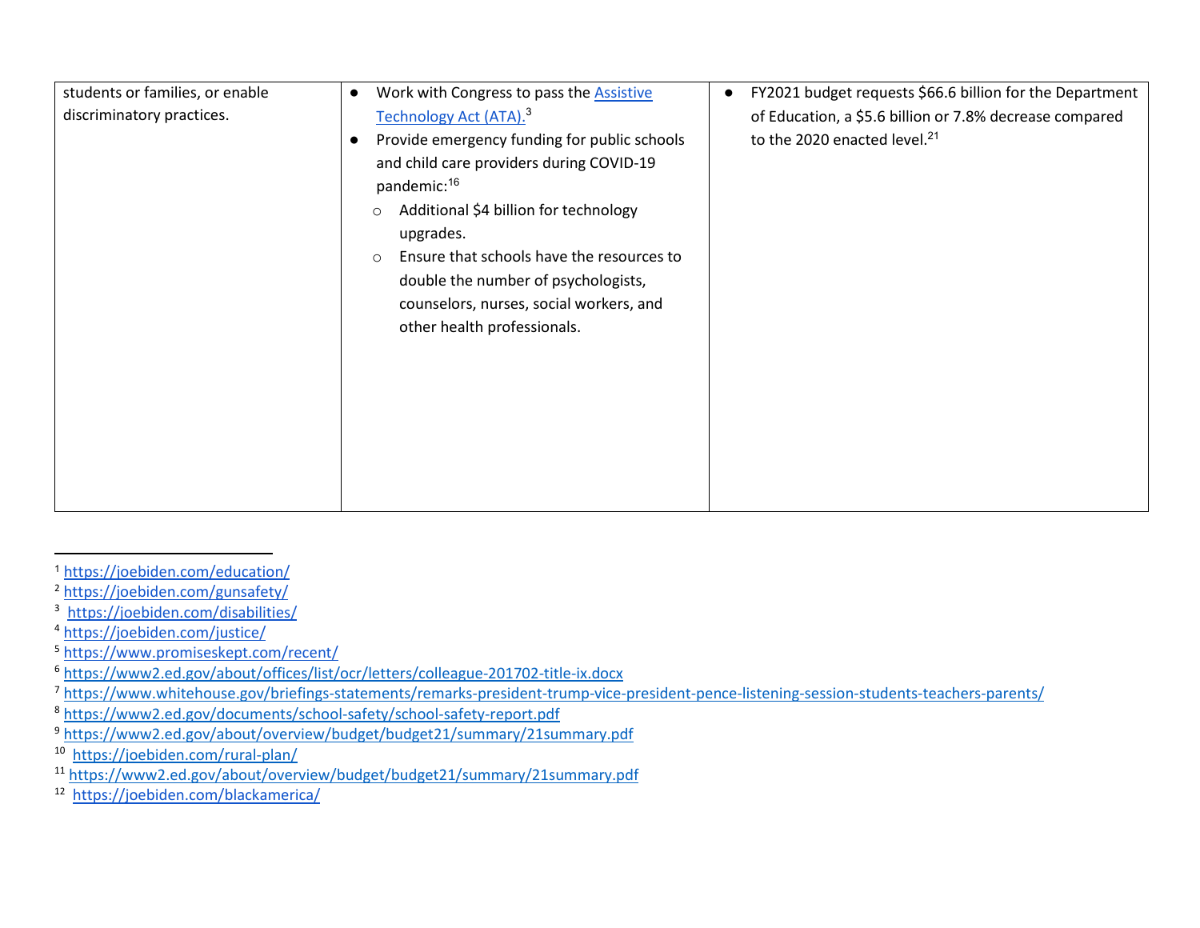| | | |
|---|---|---|
| students or families, or enable discriminatory practices. | ● Work with Congress to pass the Assistive Technology Act (ATA).[3]<br>● Provide emergency funding for public schools and child care providers during COVID-19 pandemic:[16]<br>○ Additional $4 billion for technology upgrades.<br>○ Ensure that schools have the resources to double the number of psychologists, counselors, nurses, social workers, and other health professionals. | ● FY2021 budget requests $66.6 billion for the Department of Education, a $5.6 billion or 7.8% decrease compared to the 2020 enacted level.[21] |

[1] https://joebiden.com/education/
[2] https://joebiden.com/gunsafety/
[3] https://joebiden.com/disabilities/
[4] https://joebiden.com/justice/
[5] https://www.promiseskept.com/recent/
[6] https://www2.ed.gov/about/offices/list/ocr/letters/colleague-201702-title-ix.docx
[7] https://www.whitehouse.gov/briefings-statements/remarks-president-trump-vice-president-pence-listening-session-students-teachers-parents/
[8] https://www2.ed.gov/documents/school-safety/school-safety-report.pdf
[9] https://www2.ed.gov/about/overview/budget/budget21/summary/21summary.pdf
[10] https://joebiden.com/rural-plan/
[11] https://www2.ed.gov/about/overview/budget/budget21/summary/21summary.pdf
[12] https://joebiden.com/blackamerica/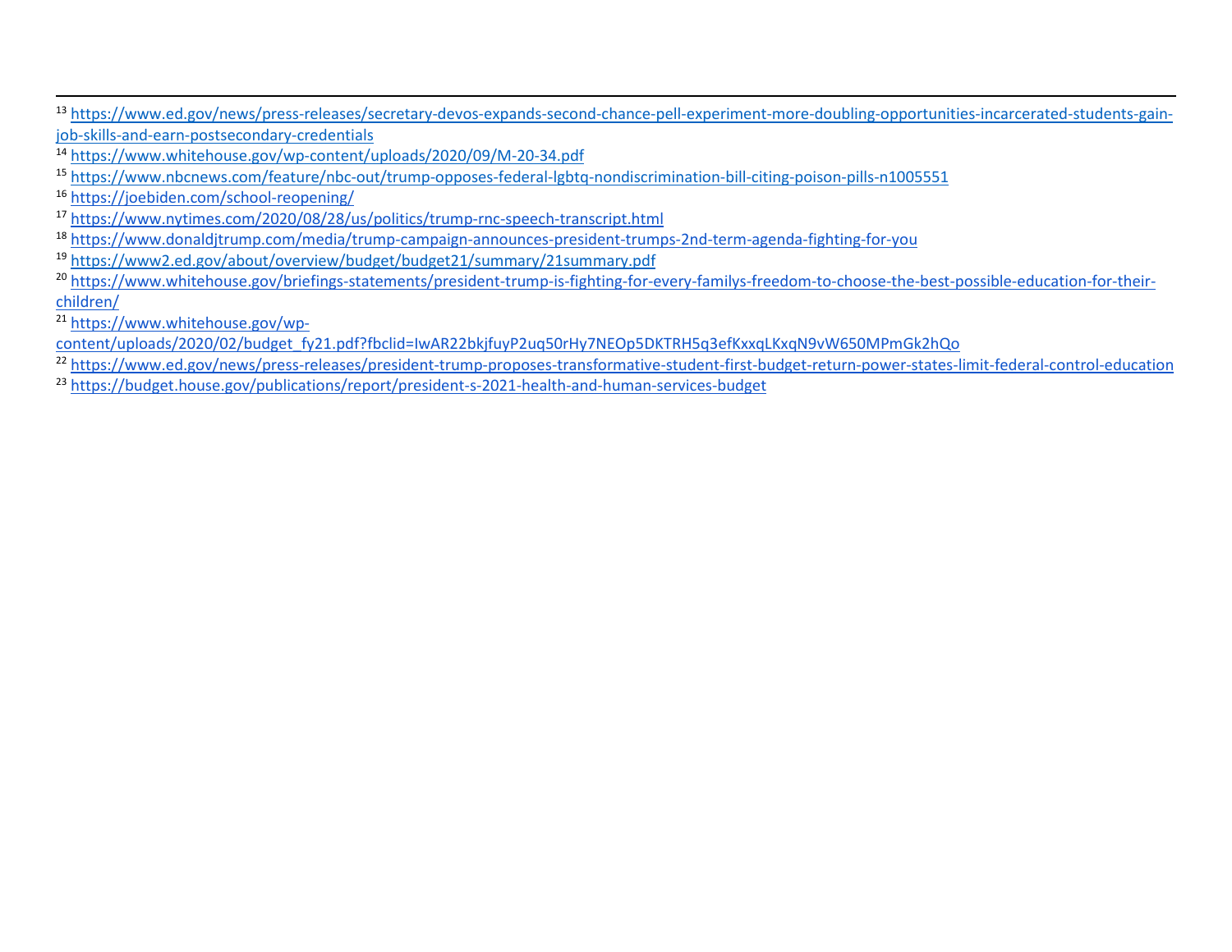[13] https://www.ed.gov/news/press-releases/secretary-devos-expands-second-chance-pell-experiment-more-doubling-opportunities-incarcerated-students-gain-job-skills-and-earn-postsecondary-credentials

[14] https://www.whitehouse.gov/wp-content/uploads/2020/09/M-20-34.pdf

[15] https://www.nbcnews.com/feature/nbc-out/trump-opposes-federal-lgbtq-nondiscrimination-bill-citing-poison-pills-n1005551

[16] https://joebiden.com/school-reopening/

[17] https://www.nytimes.com/2020/08/28/us/politics/trump-rnc-speech-transcript.html

[18] https://www.donaldjtrump.com/media/trump-campaign-announces-president-trumps-2nd-term-agenda-fighting-for-you

[19] https://www2.ed.gov/about/overview/budget/budget21/summary/21summary.pdf

[20] https://www.whitehouse.gov/briefings-statements/president-trump-is-fighting-for-every-familys-freedom-to-choose-the-best-possible-education-for-their-children/

[21] https://www.whitehouse.gov/wp-content/uploads/2020/02/budget_fy21.pdf?fbclid=IwAR22bkjfuyP2uq50rHy7NEOp5DKTRH5q3efKxxqLKxqN9vW650MPmGk2hQo

[22] https://www.ed.gov/news/press-releases/president-trump-proposes-transformative-student-first-budget-return-power-states-limit-federal-control-education

[23] https://budget.house.gov/publications/report/president-s-2021-health-and-human-services-budget